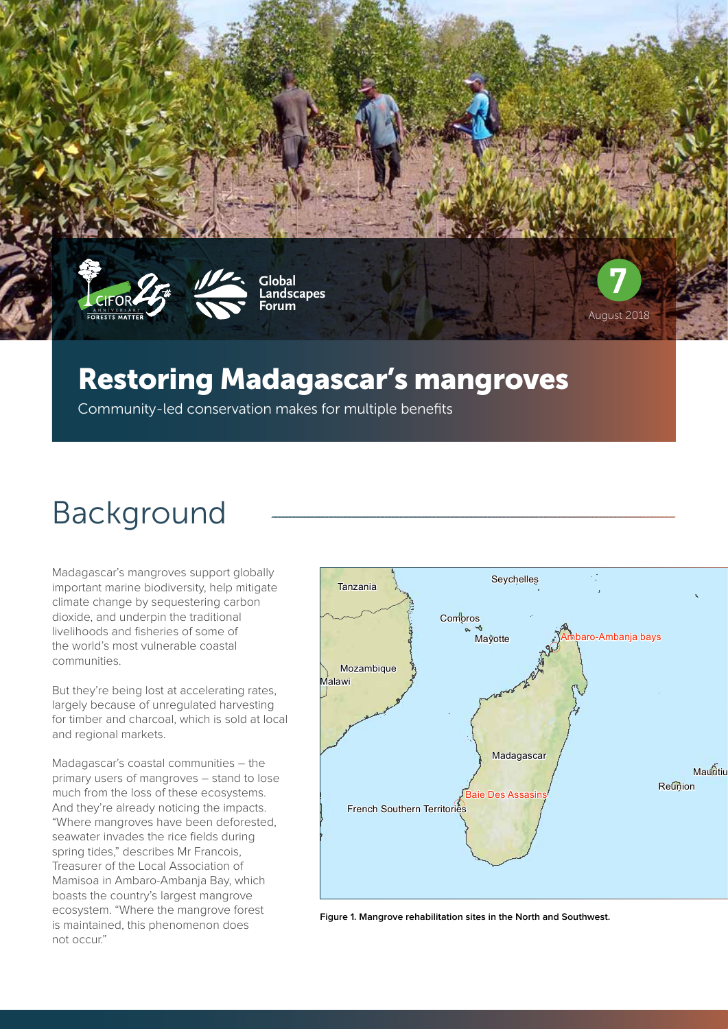7

August 2018

# Restoring Madagascar's mangroves

Community-led conservation makes for multiple benefits

## Background

Madagascar's mangroves support globally important marine biodiversity, help mitigate climate change by sequestering carbon dioxide, and underpin the traditional livelihoods and fisheries of some of the world's most vulnerable coastal communities.

But they're being lost at accelerating rates, largely because of unregulated harvesting for timber and charcoal, which is sold at local and regional markets.

Madagascar's coastal communities – the primary users of mangroves – stand to lose much from the loss of these ecosystems. And they're already noticing the impacts. "Where mangroves have been deforested, seawater invades the rice fields during spring tides," describes Mr Francois, Treasurer of the Local Association of Mamisoa in Ambaro-Ambanja Bay, which boasts the country's largest mangrove ecosystem. "Where the mangrove forest is maintained, this phenomenon does not occur."

**Figure 1. Mangrove rehabilitation sites in the North and Southwest.**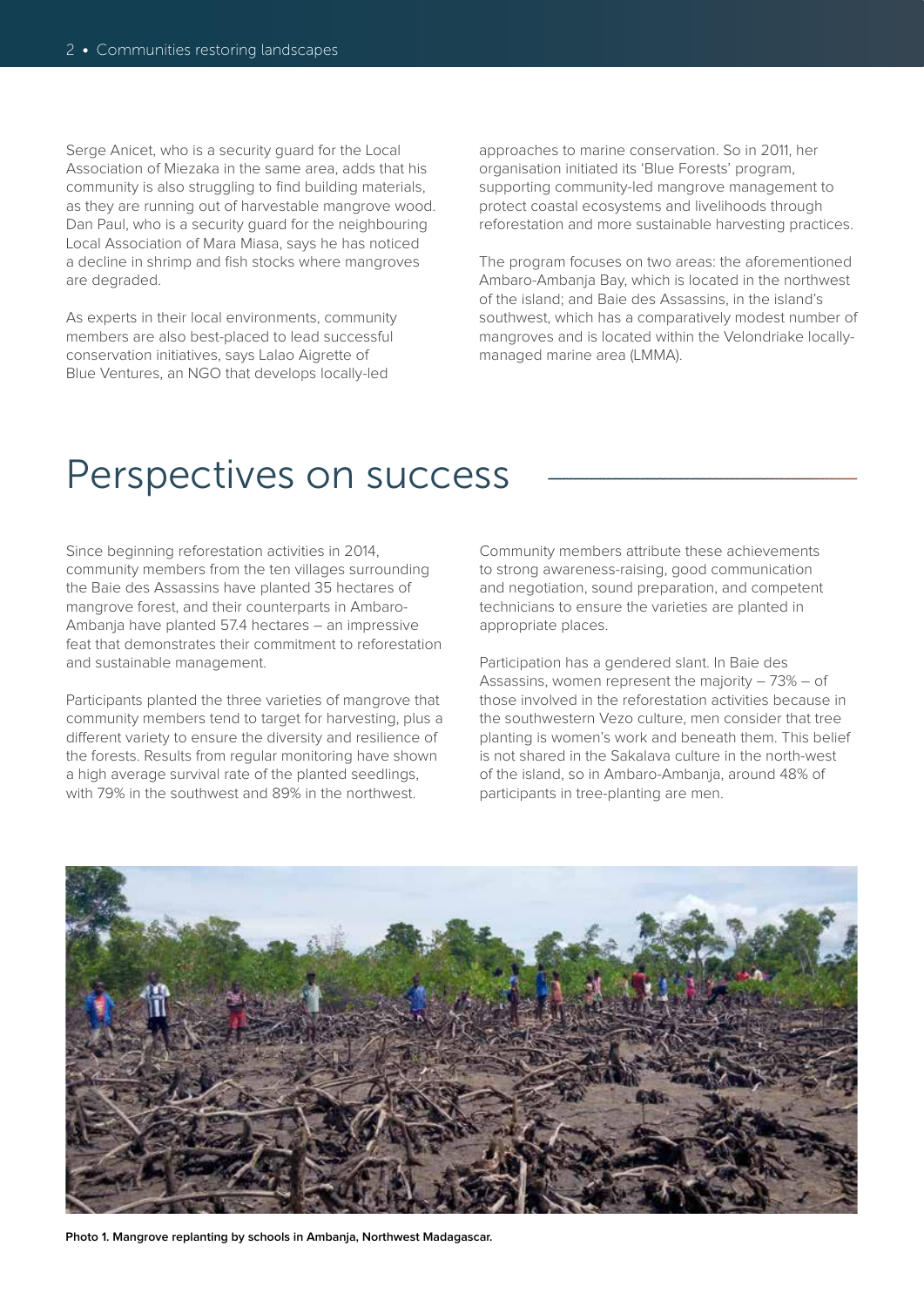Serge Anicet, who is a security guard for the Local Association of Miezaka in the same area, adds that his community is also struggling to find building materials, as they are running out of harvestable mangrove wood. Dan Paul, who is a security guard for the neighbouring Local Association of Mara Miasa, says he has noticed a decline in shrimp and fish stocks where mangroves are degraded.

As experts in their local environments, community members are also best-placed to lead successful conservation initiatives, says Lalao Aigrette of Blue Ventures, an NGO that develops locally-led approaches to marine conservation. So in 2011, her organisation initiated its 'Blue Forests' program, supporting community-led mangrove management to protect coastal ecosystems and livelihoods through reforestation and more sustainable harvesting practices.

The program focuses on two areas: the aforementioned Ambaro-Ambanja Bay, which is located in the northwest of the island; and Baie des Assassins, in the island's southwest, which has a comparatively modest number of mangroves and is located within the Velondriake locally-managed marine area (LMMA).

## Perspectives on success

Since beginning reforestation activities in 2014, community members from the ten villages surrounding the Baie des Assassins have planted 35 hectares of mangrove forest, and their counterparts in Ambaro-Ambanja have planted 57.4 hectares – an impressive feat that demonstrates their commitment to reforestation and sustainable management.

Participants planted the three varieties of mangrove that community members tend to target for harvesting, plus a different variety to ensure the diversity and resilience of the forests. Results from regular monitoring have shown a high average survival rate of the planted seedlings, with 79% in the southwest and 89% in the northwest.

Community members attribute these achievements to strong awareness-raising, good communication and negotiation, sound preparation, and competent technicians to ensure the varieties are planted in appropriate places.

Participation has a gendered slant. In Baie des Assassins, women represent the majority – 73% – of those involved in the reforestation activities because in the southwestern Vezo culture, men consider that tree planting is women's work and beneath them. This belief is not shared in the Sakalava culture in the north-west of the island, so in Ambaro-Ambanja, around 48% of participants in tree-planting are men.

**Photo 1. Mangrove replanting by schools in Ambanja, Northwest Madagascar.**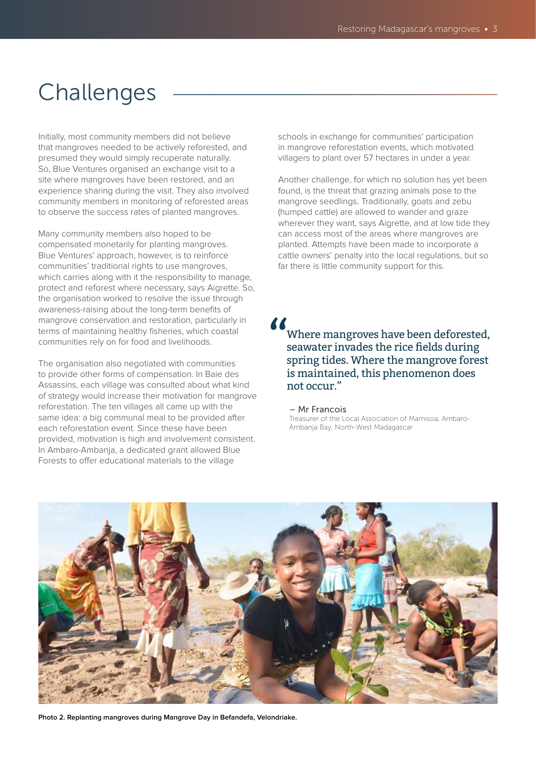# Challenges

Initially, most community members did not believe that mangroves needed to be actively reforested, and presumed they would simply recuperate naturally. So, Blue Ventures organised an exchange visit to a site where mangroves have been restored, and an experience sharing during the visit. They also involved community members in monitoring of reforested areas to observe the success rates of planted mangroves.

Many community members also hoped to be compensated monetarily for planting mangroves. Blue Ventures' approach, however, is to reinforce communities' traditional rights to use mangroves, which carries along with it the responsibility to manage, protect and reforest where necessary, says Aigrette. So, the organisation worked to resolve the issue through awareness-raising about the long-term benefits of mangrove conservation and restoration, particularly in terms of maintaining healthy fisheries, which coastal communities rely on for food and livelihoods.

The organisation also negotiated with communities to provide other forms of compensation. In Baie des Assassins, each village was consulted about what kind of strategy would increase their motivation for mangrove reforestation. The ten villages all came up with the same idea: a big communal meal to be provided after each reforestation event. Since these have been provided, motivation is high and involvement consistent. In Ambaro-Ambanja, a dedicated grant allowed Blue Forests to offer educational materials to the village schools in exchange for communities' participation in mangrove reforestation events, which motivated villagers to plant over 57 hectares in under a year.

Another challenge, for which no solution has yet been found, is the threat that grazing animals pose to the mangrove seedlings. Traditionally, goats and zebu (humped cattle) are allowed to wander and graze wherever they want, says Aigrette, and at low tide they can access most of the areas where mangroves are planted. Attempts have been made to incorporate a cattle owners' penalty into the local regulations, but so far there is little community support for this.

> "Where mangroves have been deforested, seawater invades the rice fields during spring tides. Where the mangrove forest is maintained, this phenomenon does not occur."
>
> – Mr Francois
> Treasurer of the Local Association of Mamisoa, Ambaro-Ambanja Bay, North-West Madagascar

**Photo 2. Replanting mangroves during Mangrove Day in Befandefa, Velondriake.**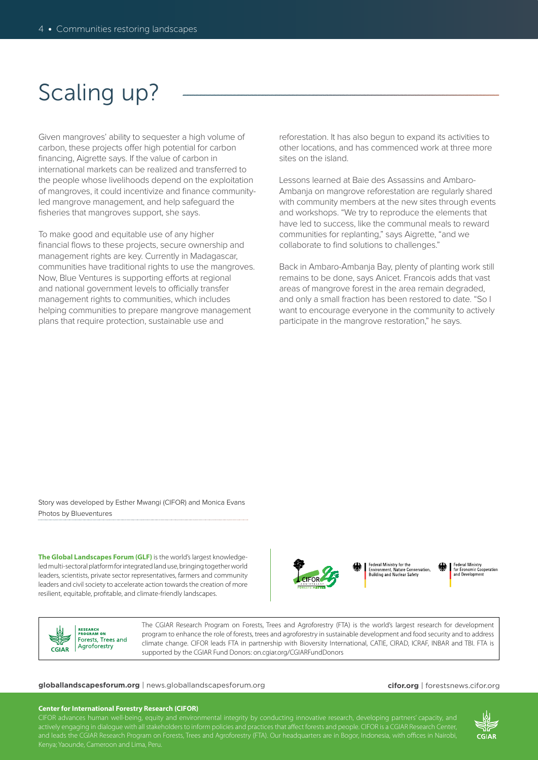# Scaling up?

Given mangroves' ability to sequester a high volume of carbon, these projects offer high potential for carbon financing, Aigrette says. If the value of carbon in international markets can be realized and transferred to the people whose livelihoods depend on the exploitation of mangroves, it could incentivize and finance community-led mangrove management, and help safeguard the fisheries that mangroves support, she says.

To make good and equitable use of any higher financial flows to these projects, secure ownership and management rights are key. Currently in Madagascar, communities have traditional rights to use the mangroves. Now, Blue Ventures is supporting efforts at regional and national government levels to officially transfer management rights to communities, which includes helping communities to prepare mangrove management plans that require protection, sustainable use and reforestation. It has also begun to expand its activities to other locations, and has commenced work at three more sites on the island.

Lessons learned at Baie des Assassins and Ambaro-Ambanja on mangrove reforestation are regularly shared with community members at the new sites through events and workshops. "We try to reproduce the elements that have led to success, like the communal meals to reward communities for replanting," says Aigrette, "and we collaborate to find solutions to challenges."

Back in Ambaro-Ambanja Bay, plenty of planting work still remains to be done, says Anicet. Francois adds that vast areas of mangrove forest in the area remain degraded, and only a small fraction has been restored to date. "So I want to encourage everyone in the community to actively participate in the mangrove restoration," he says.

Story was developed by Esther Mwangi (CIFOR) and Monica Evans
Photos by Blueventures

**The Global Landscapes Forum (GLF)** is the world's largest knowledge-led multi-sectoral platform for integrated land use, bringing together world leaders, scientists, private sector representatives, farmers and community leaders and civil society to accelerate action towards the creation of more resilient, equitable, profitable, and climate-friendly landscapes.

Federal Ministry for the Environment, Nature Conservation, Building and Nuclear Safety

Federal Ministry for Economic Cooperation and Development

The CGIAR Research Program on Forests, Trees and Agroforestry (FTA) is the world's largest research for development program to enhance the role of forests, trees and agroforestry in sustainable development and food security and to address climate change. CIFOR leads FTA in partnership with Bioversity International, CATIE, CIRAD, ICRAF, INBAR and TBI. FTA is supported by the CGIAR Fund Donors: on.cgiar.org/CGIARFundDonors

**globallandscapesforum.org** | news.globallandscapesforum.org

**cifor.org** | forestsnews.cifor.org

**Center for International Forestry Research (CIFOR)**

CIFOR advances human well-being, equity and environmental integrity by conducting innovative research, developing partners' capacity, and actively engaging in dialogue with all stakeholders to inform policies and practices that affect forests and people. CIFOR is a CGIAR Research Center, and leads the CGIAR Research Program on Forests, Trees and Agroforestry (FTA). Our headquarters are in Bogor, Indonesia, with offices in Nairobi, Kenya; Yaounde, Cameroon and Lima, Peru.